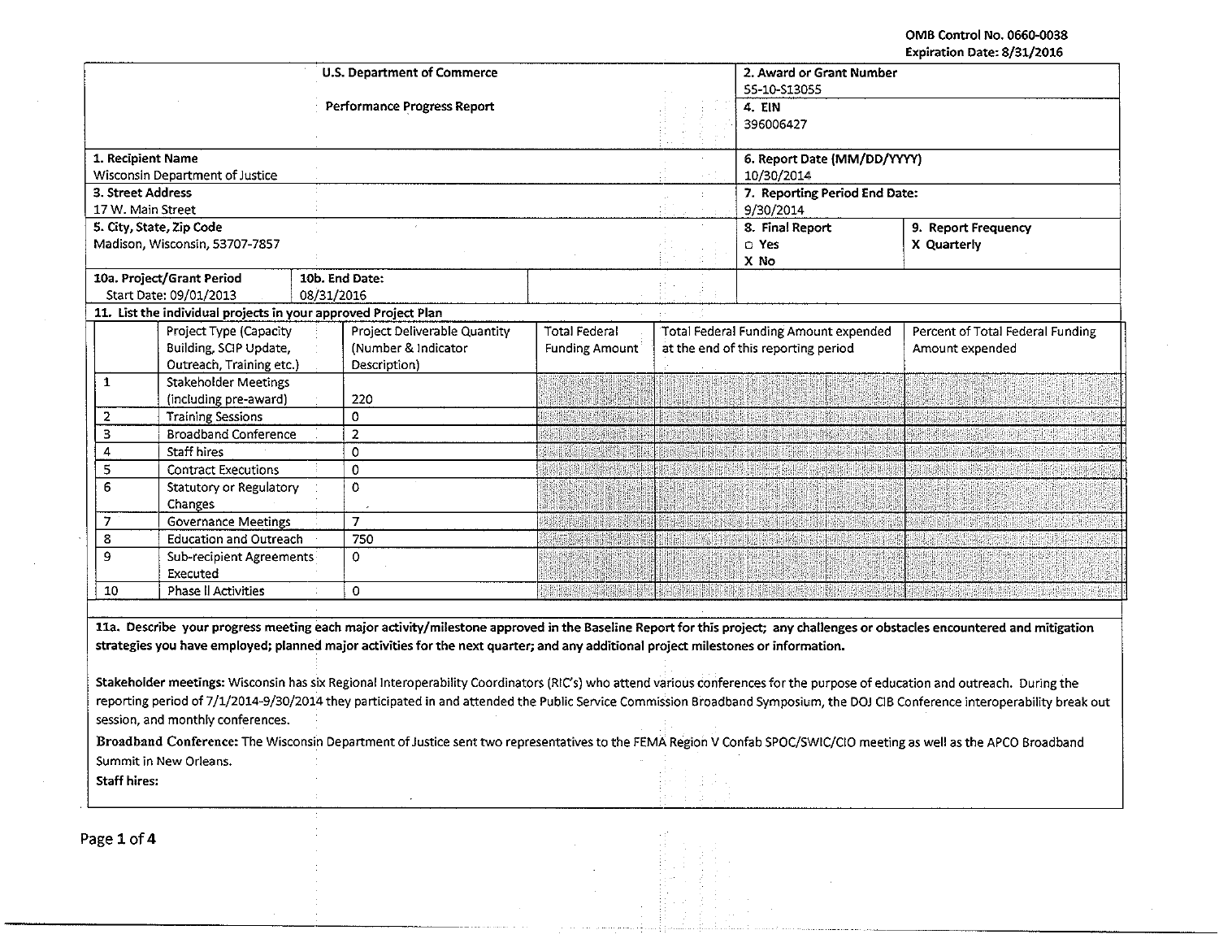OMB Control No. 0660-0038
Expiration Date: 8/31/2016

| U.S. Department of Commerce<br><br>Performance Progress Report | | 2. Award or Grant Number<br>55-10-S13055<br>4. EIN<br>396006427 | |
|---|---|---|---|
| 1. Recipient Name<br>Wisconsin Department of Justice | | 6. Report Date (MM/DD/YYYY)<br>10/30/2014 | |
| 3. Street Address<br>17 W. Main Street | | 7. Reporting Period End Date:<br>9/30/2014 | |
| 5. City, State, Zip Code<br>Madison, Wisconsin, 53707-7857 | | 8. Final Report<br>□ Yes<br>X No | 9. Report Frequency<br>X Quarterly |
| 10a. Project/Grant Period<br>Start Date: 09/01/2013 | 10b. End Date:<br>08/31/2016 | | |

**11. List the individual projects in your approved Project Plan**

| | Project Type (Capacity Building, SCIP Update, Outreach, Training etc.) | Project Deliverable Quantity (Number & Indicator Description) | Total Federal Funding Amount | Total Federal Funding Amount expended at the end of this reporting period | Percent of Total Federal Funding Amount expended |
|---|---|---|---|---|---|
| 1 | Stakeholder Meetings (including pre-award) | 220 | | | |
| 2 | Training Sessions | 0 | | | |
| 3 | Broadband Conference | 2 | | | |
| 4 | Staff hires | 0 | | | |
| 5 | Contract Executions | 0 | | | |
| 6 | Statutory or Regulatory Changes | 0 | | | |
| 7 | Governance Meetings | 7 | | | |
| 8 | Education and Outreach | 750 | | | |
| 9 | Sub-recipient Agreements Executed | 0 | | | |
| 10 | Phase II Activities | 0 | | | |

**11a. Describe your progress meeting each major activity/milestone approved in the Baseline Report for this project; any challenges or obstacles encountered and mitigation strategies you have employed; planned major activities for the next quarter; and any additional project milestones or information.**

**Stakeholder meetings:** Wisconsin has six Regional Interoperability Coordinators (RIC's) who attend various conferences for the purpose of education and outreach. During the reporting period of 7/1/2014-9/30/2014 they participated in and attended the Public Service Commission Broadband Symposium, the DOJ CIB Conference interoperability break out session, and monthly conferences.

**Broadband Conference:** The Wisconsin Department of Justice sent two representatives to the FEMA Region V Confab SPOC/SWIC/CIO meeting as well as the APCO Broadband Summit in New Orleans.

**Staff hires:**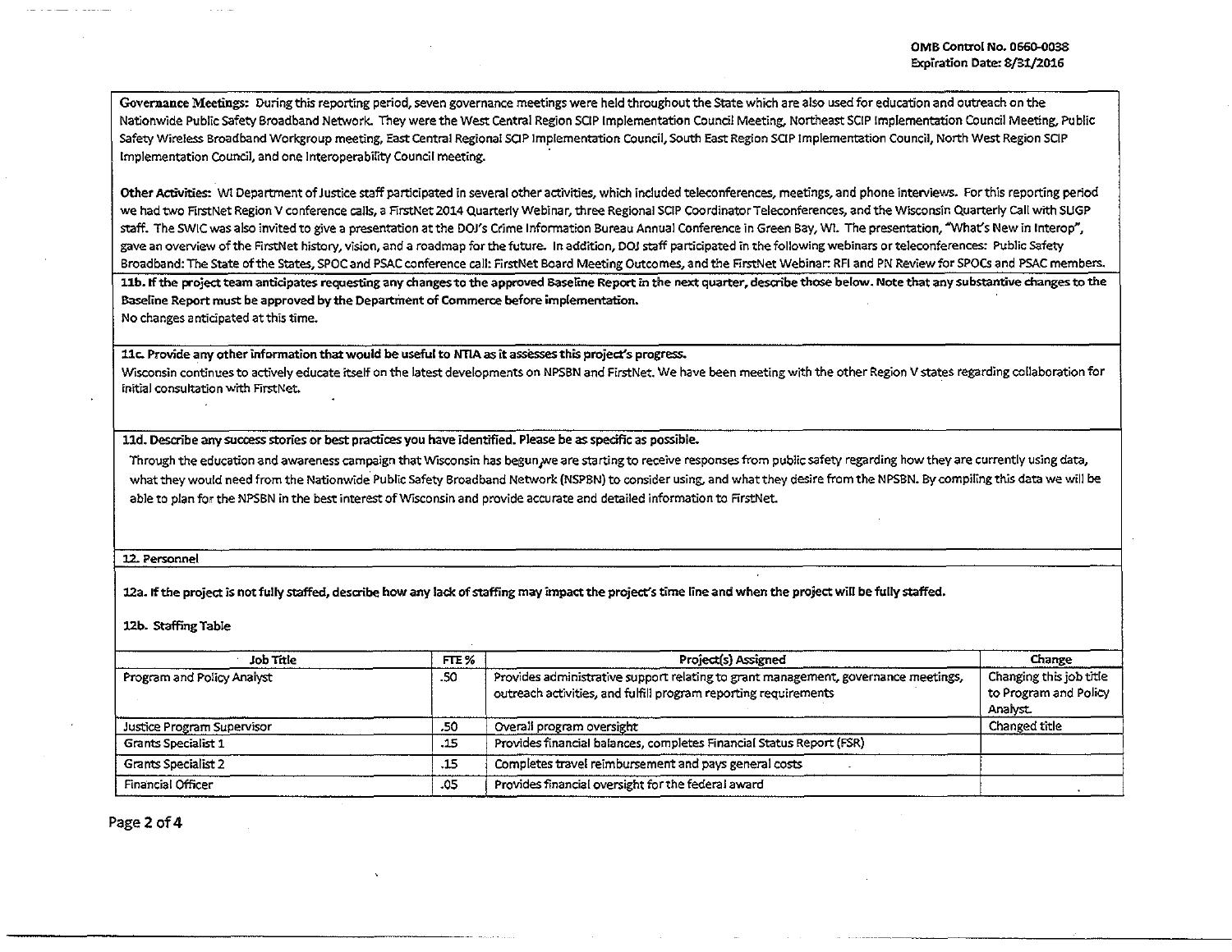**Governance Meetings:** During this reporting period, seven governance meetings were held throughout the State which are also used for education and outreach on the Nationwide Public Safety Broadband Network. They were the West Central Region SCIP Implementation Council Meeting, Northeast SCIP Implementation Council Meeting, Public Safety Wireless Broadband Workgroup meeting, East Central Regional SCIP Implementation Council, South East Region SCIP Implementation Council, North West Region SCIP Implementation Council, and one Interoperability Council meeting.

**Other Activities:** WI Department of Justice staff participated in several other activities, which included teleconferences, meetings, and phone interviews. For this reporting period we had two FirstNet Region V conference calls, a FirstNet 2014 Quarterly Webinar, three Regional SCIP Coordinator Teleconferences, and the Wisconsin Quarterly Call with SLIGP staff. The SWIC was also invited to give a presentation at the DOJ's Crime Information Bureau Annual Conference in Green Bay, WI. The presentation, "What's New in Interop", gave an overview of the FirstNet history, vision, and a roadmap for the future. In addition, DOJ staff participated in the following webinars or teleconferences: Public Safety Broadband: The State of the States, SPOC and PSAC conference call: FirstNet Board Meeting Outcomes, and the FirstNet Webinar: RFI and PN Review for SPOCs and PSAC members.

**11b. If the project team anticipates requesting any changes to the approved Baseline Report in the next quarter, describe those below. Note that any substantive changes to the Baseline Report must be approved by the Department of Commerce before implementation.**

No changes anticipated at this time.

**11c. Provide any other information that would be useful to NTIA as it assesses this project's progress.**

Wisconsin continues to actively educate itself on the latest developments on NPSBN and FirstNet. We have been meeting with the other Region V states regarding collaboration for initial consultation with FirstNet.

**11d. Describe any success stories or best practices you have identified. Please be as specific as possible.**

Through the education and awareness campaign that Wisconsin has begun,we are starting to receive responses from public safety regarding how they are currently using data, what they would need from the Nationwide Public Safety Broadband Network (NSPBN) to consider using, and what they desire from the NPSBN. By compiling this data we will be able to plan for the NPSBN in the best interest of Wisconsin and provide accurate and detailed information to FirstNet.

**12. Personnel**

**12a. If the project is not fully staffed, describe how any lack of staffing may impact the project's time line and when the project will be fully staffed.**

**12b. Staffing Table**

| Job Title | FTE % | Project(s) Assigned | Change |
|---|---|---|---|
| Program and Policy Analyst | .50 | Provides administrative support relating to grant management, governance meetings, outreach activities, and fulfill program reporting requirements | Changing this job title to Program and Policy Analyst. |
| Justice Program Supervisor | .50 | Overall program oversight | Changed title |
| Grants Specialist 1 | .15 | Provides financial balances, completes Financial Status Report (FSR) | |
| Grants Specialist 2 | .15 | Completes travel reimbursement and pays general costs | |
| Financial Officer | .05 | Provides financial oversight for the federal award | |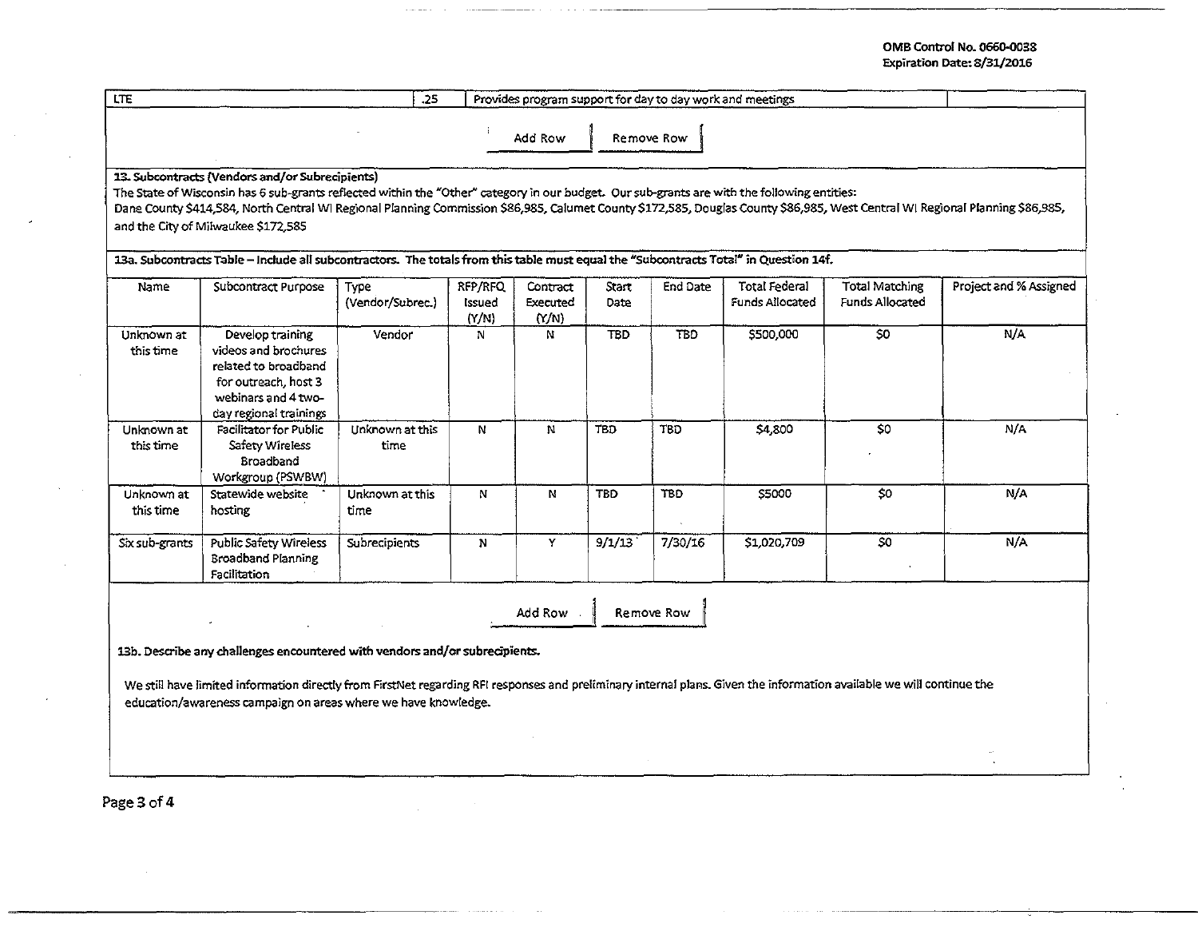| LTE | .25 | Provides program support for day to day work and meetings | |
|---|---|---|---|

Add Row | Remove Row

**13. Subcontracts (Vendors and/or Subrecipients)**

The State of Wisconsin has 6 sub-grants reflected within the "Other" category in our budget. Our sub-grants are with the following entities:
Dane County $414,584, North Central WI Regional Planning Commission $86,985, Calumet County $172,585, Douglas County $86,985, West Central WI Regional Planning $86,985, and the City of Milwaukee $172,585

**13a. Subcontracts Table – Include all subcontractors. The totals from this table must equal the "Subcontracts Total" in Question 14f.**

| Name | Subcontract Purpose | Type (Vendor/Subrec.) | RFP/RFQ Issued (Y/N) | Contract Executed (Y/N) | Start Date | End Date | Total Federal Funds Allocated | Total Matching Funds Allocated | Project and % Assigned |
|---|---|---|---|---|---|---|---|---|---|
| Unknown at this time | Develop training videos and brochures related to broadband for outreach, host 3 webinars and 4 two-day regional trainings | Vendor | N | N | TBD | TBD | $500,000 | $0 | N/A |
| Unknown at this time | Facilitator for Public Safety Wireless Broadband Workgroup (PSWBW) | Unknown at this time | N | N | TBD | TBD | $4,800 | $0 | N/A |
| Unknown at this time | Statewide website hosting | Unknown at this time | N | N | TBD | TBD | $5000 | $0 | N/A |
| Six sub-grants | Public Safety Wireless Broadband Planning Facilitation | Subrecipients | N | Y | 9/1/13 | 7/30/16 | $1,020,709 | $0 | N/A |

Add Row | Remove Row

**13b. Describe any challenges encountered with vendors and/or subrecipients.**

We still have limited information directly from FirstNet regarding RFI responses and preliminary internal plans. Given the information available we will continue the education/awareness campaign on areas where we have knowledge.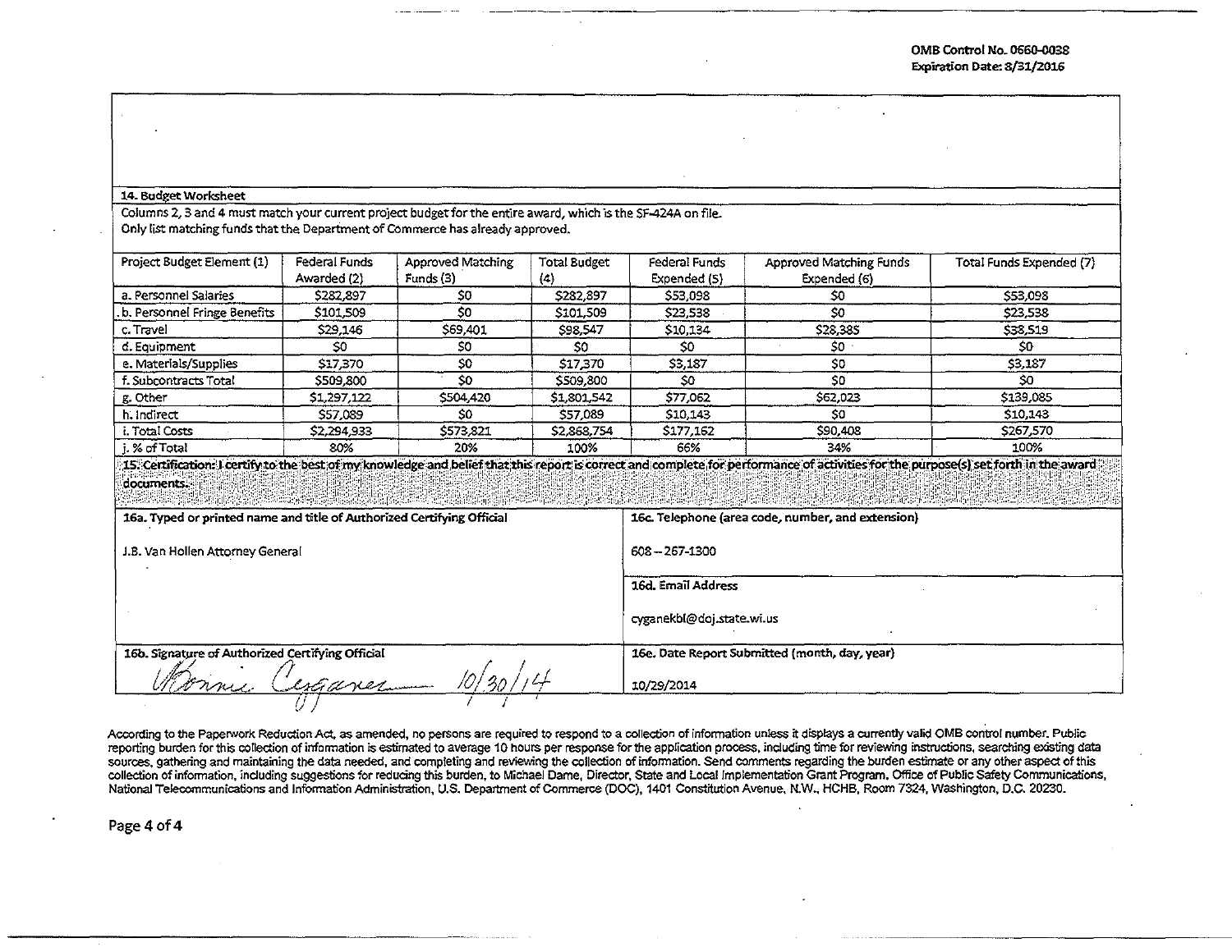OMB Control No. 0660-0038
Expiration Date: 8/31/2016

**14. Budget Worksheet**

Columns 2, 3 and 4 must match your current project budget for the entire award, which is the SF-424A on file.
Only list matching funds that the Department of Commerce has already approved.

| Project Budget Element (1) | Federal Funds Awarded (2) | Approved Matching Funds (3) | Total Budget (4) | Federal Funds Expended (5) | Approved Matching Funds Expended (6) | Total Funds Expended (7) |
|---|---|---|---|---|---|---|
| a. Personnel Salaries | $282,897 | $0 | $282,897 | $53,098 | $0 | $53,098 |
| b. Personnel Fringe Benefits | $101,509 | $0 | $101,509 | $23,538 | $0 | $23,538 |
| c. Travel | $29,146 | $69,401 | $98,547 | $10,134 | $28,385 | $38,519 |
| d. Equipment | $0 | $0 | $0 | $0 | $0 | $0 |
| e. Materials/Supplies | $17,370 | $0 | $17,370 | $3,187 | $0 | $3,187 |
| f. Subcontracts Total | $509,800 | $0 | $509,800 | $0 | $0 | $0 |
| g. Other | $1,297,122 | $504,420 | $1,801,542 | $77,062 | $62,023 | $139,085 |
| h. Indirect | $57,089 | $0 | $57,089 | $10,143 | $0 | $10,143 |
| i. Total Costs | $2,294,933 | $573,821 | $2,868,754 | $177,162 | $90,408 | $267,570 |
| j. % of Total | 80% | 20% | 100% | 66% | 34% | 100% |

**15. Certification: I certify to the best of my knowledge and belief that this report is correct and complete for performance of activities for the purpose(s) set forth in the award documents.**

**16a. Typed or printed name and title of Authorized Certifying Official**

J.B. Van Hollen Attorney General

**16b. Signature of Authorized Certifying Official**

Bonnie Cyganek 10/30/14

**16c. Telephone (area code, number, and extension)**

608 – 267-1300

**16d. Email Address**

cyganekbl@doj.state.wi.us

**16e. Date Report Submitted (month, day, year)**

10/29/2014

According to the Paperwork Reduction Act, as amended, no persons are required to respond to a collection of information unless it displays a currently valid OMB control number. Public reporting burden for this collection of information is estimated to average 10 hours per response for the application process, including time for reviewing instructions, searching existing data sources, gathering and maintaining the data needed, and completing and reviewing the collection of information. Send comments regarding the burden estimate or any other aspect of this collection of information, including suggestions for reducing this burden, to Michael Dame, Director, State and Local Implementation Grant Program, Office of Public Safety Communications, National Telecommunications and Information Administration, U.S. Department of Commerce (DOC), 1401 Constitution Avenue, N.W., HCHB, Room 7324, Washington, D.C. 20230.